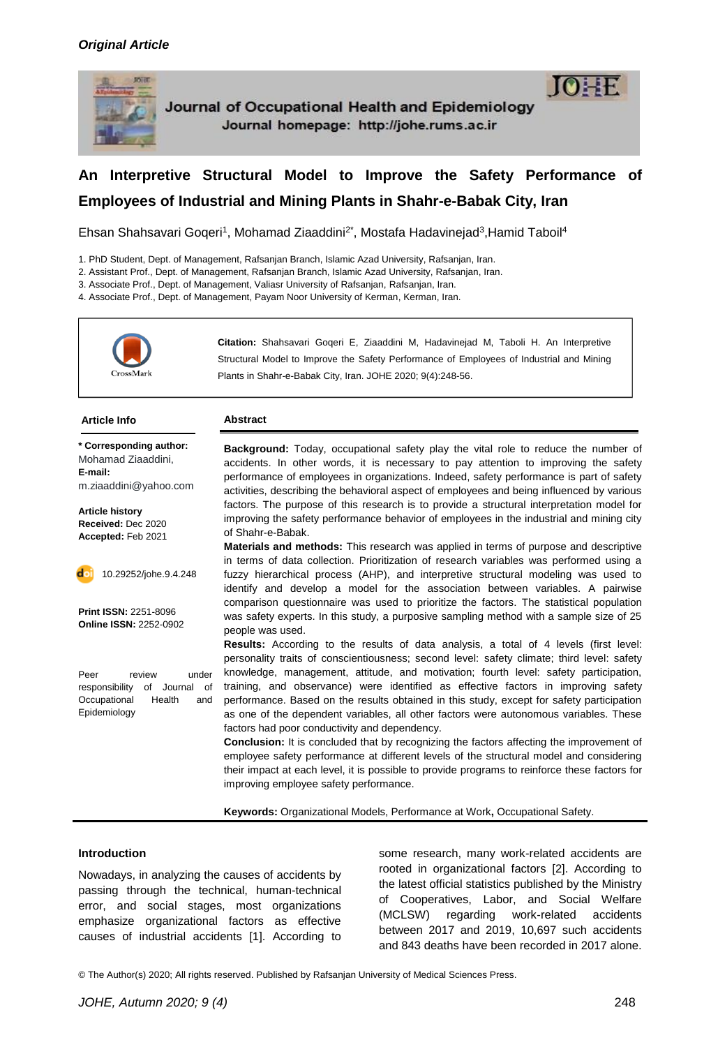*Original Article*

Journal of Occupational Health and Epidemiology
Journal homepage: http://johe.rums.ac.ir

# An Interpretive Structural Model to Improve the Safety Performance of Employees of Industrial and Mining Plants in Shahr-e-Babak City, Iran

Ehsan Shahsavari Goqeri[1], Mohamad Ziaaddini[2*], Mostafa Hadavinejad[3], Hamid Taboil[4]

1. PhD Student, Dept. of Management, Rafsanjan Branch, Islamic Azad University, Rafsanjan, Iran.
2. Assistant Prof., Dept. of Management, Rafsanjan Branch, Islamic Azad University, Rafsanjan, Iran.
3. Associate Prof., Dept. of Management, Valiasr University of Rafsanjan, Rafsanjan, Iran.
4. Associate Prof., Dept. of Management, Payam Noor University of Kerman, Kerman, Iran.

**Citation:** Shahsavari Goqeri E, Ziaaddini M, Hadavinejad M, Taboli H. An Interpretive Structural Model to Improve the Safety Performance of Employees of Industrial and Mining Plants in Shahr-e-Babak City, Iran. JOHE 2020; 9(4):248-56.

**Article Info**

**\* Corresponding author:** Mohamad Ziaaddini,
**E-mail:** m.ziaaddini@yahoo.com

**Article history**
**Received:** Dec 2020
**Accepted:** Feb 2021

10.29252/johe.9.4.248

**Print ISSN:** 2251-8096
**Online ISSN:** 2252-0902

Peer review under responsibility of Journal of Occupational Health and Epidemiology

**Abstract**

**Background:** Today, occupational safety play the vital role to reduce the number of accidents. In other words, it is necessary to pay attention to improving the safety performance of employees in organizations. Indeed, safety performance is part of safety activities, describing the behavioral aspect of employees and being influenced by various factors. The purpose of this research is to provide a structural interpretation model for improving the safety performance behavior of employees in the industrial and mining city of Shahr-e-Babak.

**Materials and methods:** This research was applied in terms of purpose and descriptive in terms of data collection. Prioritization of research variables was performed using a fuzzy hierarchical process (AHP), and interpretive structural modeling was used to identify and develop a model for the association between variables. A pairwise comparison questionnaire was used to prioritize the factors. The statistical population was safety experts. In this study, a purposive sampling method with a sample size of 25 people was used.

**Results:** According to the results of data analysis, a total of 4 levels (first level: personality traits of conscientiousness; second level: safety climate; third level: safety knowledge, management, attitude, and motivation; fourth level: safety participation, training, and observance) were identified as effective factors in improving safety performance. Based on the results obtained in this study, except for safety participation as one of the dependent variables, all other factors were autonomous variables. These factors had poor conductivity and dependency.

**Conclusion:** It is concluded that by recognizing the factors affecting the improvement of employee safety performance at different levels of the structural model and considering their impact at each level, it is possible to provide programs to reinforce these factors for improving employee safety performance.

**Keywords:** Organizational Models, Performance at Work**,** Occupational Safety.

## Introduction

Nowadays, in analyzing the causes of accidents by passing through the technical, human-technical error, and social stages, most organizations emphasize organizational factors as effective causes of industrial accidents [1]. According to some research, many work-related accidents are rooted in organizational factors [2]. According to the latest official statistics published by the Ministry of Cooperatives, Labor, and Social Welfare (MCLSW) regarding work-related accidents between 2017 and 2019, 10,697 such accidents and 843 deaths have been recorded in 2017 alone.

© The Author(s) 2020; All rights reserved. Published by Rafsanjan University of Medical Sciences Press.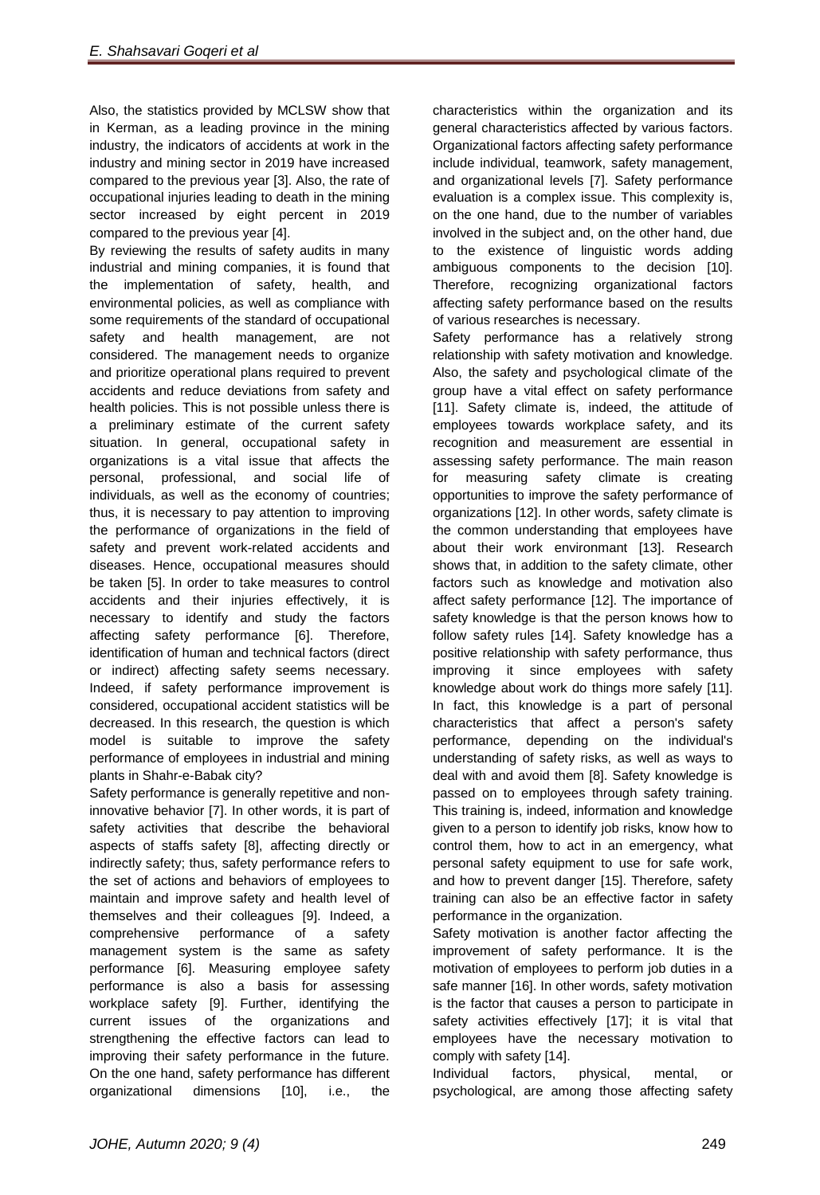Also, the statistics provided by MCLSW show that in Kerman, as a leading province in the mining industry, the indicators of accidents at work in the industry and mining sector in 2019 have increased compared to the previous year [3]. Also, the rate of occupational injuries leading to death in the mining sector increased by eight percent in 2019 compared to the previous year [4].

By reviewing the results of safety audits in many industrial and mining companies, it is found that the implementation of safety, health, and environmental policies, as well as compliance with some requirements of the standard of occupational safety and health management, are not considered. The management needs to organize and prioritize operational plans required to prevent accidents and reduce deviations from safety and health policies. This is not possible unless there is a preliminary estimate of the current safety situation. In general, occupational safety in organizations is a vital issue that affects the personal, professional, and social life of individuals, as well as the economy of countries; thus, it is necessary to pay attention to improving the performance of organizations in the field of safety and prevent work-related accidents and diseases. Hence, occupational measures should be taken [5]. In order to take measures to control accidents and their injuries effectively, it is necessary to identify and study the factors affecting safety performance [6]. Therefore, identification of human and technical factors (direct or indirect) affecting safety seems necessary. Indeed, if safety performance improvement is considered, occupational accident statistics will be decreased. In this research, the question is which model is suitable to improve the safety performance of employees in industrial and mining plants in Shahr-e-Babak city?

Safety performance is generally repetitive and non-innovative behavior [7]. In other words, it is part of safety activities that describe the behavioral aspects of staffs safety [8], affecting directly or indirectly safety; thus, safety performance refers to the set of actions and behaviors of employees to maintain and improve safety and health level of themselves and their colleagues [9]. Indeed, a comprehensive performance of a safety management system is the same as safety performance [6]. Measuring employee safety performance is also a basis for assessing workplace safety [9]. Further, identifying the current issues of the organizations and strengthening the effective factors can lead to improving their safety performance in the future. On the one hand, safety performance has different organizational dimensions [10], i.e., the characteristics within the organization and its general characteristics affected by various factors. Organizational factors affecting safety performance include individual, teamwork, safety management, and organizational levels [7]. Safety performance evaluation is a complex issue. This complexity is, on the one hand, due to the number of variables involved in the subject and, on the other hand, due to the existence of linguistic words adding ambiguous components to the decision [10]. Therefore, recognizing organizational factors affecting safety performance based on the results of various researches is necessary.

Safety performance has a relatively strong relationship with safety motivation and knowledge. Also, the safety and psychological climate of the group have a vital effect on safety performance [11]. Safety climate is, indeed, the attitude of employees towards workplace safety, and its recognition and measurement are essential in assessing safety performance. The main reason for measuring safety climate is creating opportunities to improve the safety performance of organizations [12]. In other words, safety climate is the common understanding that employees have about their work environmant [13]. Research shows that, in addition to the safety climate, other factors such as knowledge and motivation also affect safety performance [12]. The importance of safety knowledge is that the person knows how to follow safety rules [14]. Safety knowledge has a positive relationship with safety performance, thus improving it since employees with safety knowledge about work do things more safely [11]. In fact, this knowledge is a part of personal characteristics that affect a person's safety performance, depending on the individual's understanding of safety risks, as well as ways to deal with and avoid them [8]. Safety knowledge is passed on to employees through safety training. This training is, indeed, information and knowledge given to a person to identify job risks, know how to control them, how to act in an emergency, what personal safety equipment to use for safe work, and how to prevent danger [15]. Therefore, safety training can also be an effective factor in safety performance in the organization.

Safety motivation is another factor affecting the improvement of safety performance. It is the motivation of employees to perform job duties in a safe manner [16]. In other words, safety motivation is the factor that causes a person to participate in safety activities effectively [17]; it is vital that employees have the necessary motivation to comply with safety [14].

Individual factors, physical, mental, or psychological, are among those affecting safety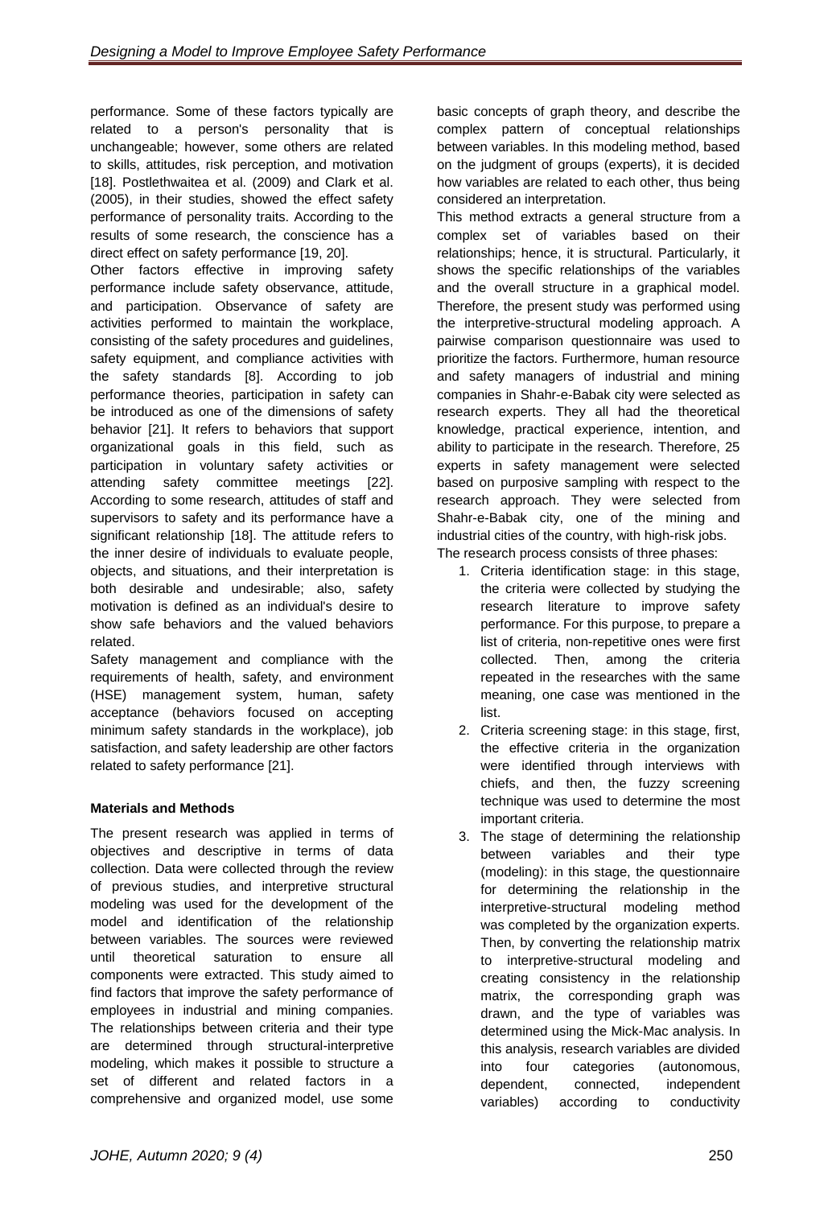performance. Some of these factors typically are related to a person's personality that is unchangeable; however, some others are related to skills, attitudes, risk perception, and motivation [18]. Postlethwaitea et al. (2009) and Clark et al. (2005), in their studies, showed the effect safety performance of personality traits. According to the results of some research, the conscience has a direct effect on safety performance [19, 20].

Other factors effective in improving safety performance include safety observance, attitude, and participation. Observance of safety are activities performed to maintain the workplace, consisting of the safety procedures and guidelines, safety equipment, and compliance activities with the safety standards [8]. According to job performance theories, participation in safety can be introduced as one of the dimensions of safety behavior [21]. It refers to behaviors that support organizational goals in this field, such as participation in voluntary safety activities or attending safety committee meetings [22]. According to some research, attitudes of staff and supervisors to safety and its performance have a significant relationship [18]. The attitude refers to the inner desire of individuals to evaluate people, objects, and situations, and their interpretation is both desirable and undesirable; also, safety motivation is defined as an individual's desire to show safe behaviors and the valued behaviors related.

Safety management and compliance with the requirements of health, safety, and environment (HSE) management system, human, safety acceptance (behaviors focused on accepting minimum safety standards in the workplace), job satisfaction, and safety leadership are other factors related to safety performance [21].

**Materials and Methods**

The present research was applied in terms of objectives and descriptive in terms of data collection. Data were collected through the review of previous studies, and interpretive structural modeling was used for the development of the model and identification of the relationship between variables. The sources were reviewed until theoretical saturation to ensure all components were extracted. This study aimed to find factors that improve the safety performance of employees in industrial and mining companies. The relationships between criteria and their type are determined through structural-interpretive modeling, which makes it possible to structure a set of different and related factors in a comprehensive and organized model, use some basic concepts of graph theory, and describe the complex pattern of conceptual relationships between variables. In this modeling method, based on the judgment of groups (experts), it is decided how variables are related to each other, thus being considered an interpretation.

This method extracts a general structure from a complex set of variables based on their relationships; hence, it is structural. Particularly, it shows the specific relationships of the variables and the overall structure in a graphical model. Therefore, the present study was performed using the interpretive-structural modeling approach. A pairwise comparison questionnaire was used to prioritize the factors. Furthermore, human resource and safety managers of industrial and mining companies in Shahr-e-Babak city were selected as research experts. They all had the theoretical knowledge, practical experience, intention, and ability to participate in the research. Therefore, 25 experts in safety management were selected based on purposive sampling with respect to the research approach. They were selected from Shahr-e-Babak city, one of the mining and industrial cities of the country, with high-risk jobs.

The research process consists of three phases:

1. Criteria identification stage: in this stage, the criteria were collected by studying the research literature to improve safety performance. For this purpose, to prepare a list of criteria, non-repetitive ones were first collected. Then, among the criteria repeated in the researches with the same meaning, one case was mentioned in the list.
2. Criteria screening stage: in this stage, first, the effective criteria in the organization were identified through interviews with chiefs, and then, the fuzzy screening technique was used to determine the most important criteria.
3. The stage of determining the relationship between variables and their type (modeling): in this stage, the questionnaire for determining the relationship in the interpretive-structural modeling method was completed by the organization experts. Then, by converting the relationship matrix to interpretive-structural modeling and creating consistency in the relationship matrix, the corresponding graph was drawn, and the type of variables was determined using the Mick-Mac analysis. In this analysis, research variables are divided into four categories (autonomous, dependent, connected, independent variables) according to conductivity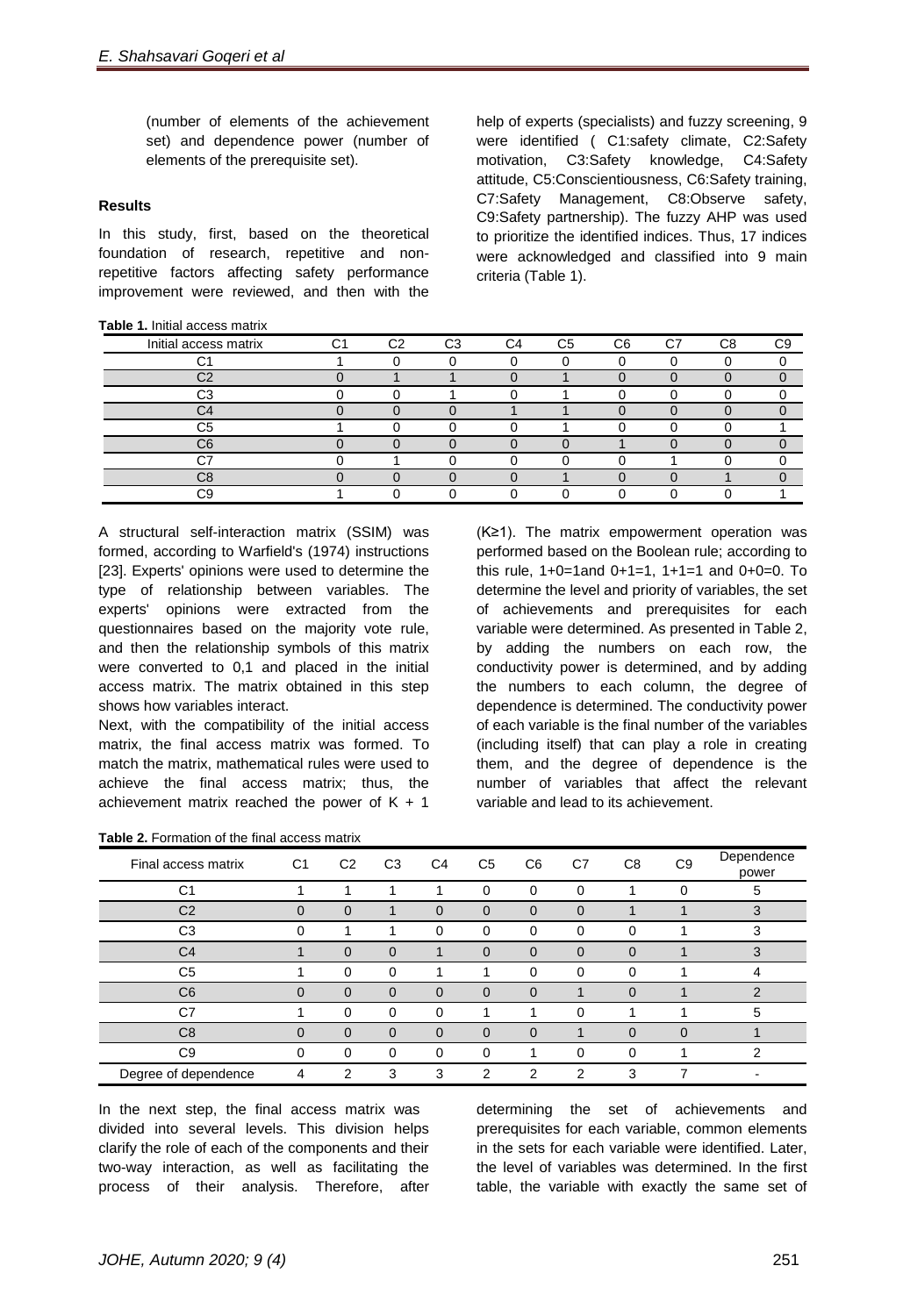(number of elements of the achievement set) and dependence power (number of elements of the prerequisite set).

**Results**

In this study, first, based on the theoretical foundation of research, repetitive and non-repetitive factors affecting safety performance improvement were reviewed, and then with the help of experts (specialists) and fuzzy screening, 9 were identified ( C1:safety climate, C2:Safety motivation, C3:Safety knowledge, C4:Safety attitude, C5:Conscientiousness, C6:Safety training, C7:Safety Management, C8:Observe safety, C9:Safety partnership). The fuzzy AHP was used to prioritize the identified indices. Thus, 17 indices were acknowledged and classified into 9 main criteria (Table 1).

**Table 1.** Initial access matrix

| Initial access matrix | C1 | C2 | C3 | C4 | C5 | C6 | C7 | C8 | C9 |
|---|---|---|---|---|---|---|---|---|---|
| C1 | 1 | 0 | 0 | 0 | 0 | 0 | 0 | 0 | 0 |
| C2 | 0 | 1 | 1 | 0 | 1 | 0 | 0 | 0 | 0 |
| C3 | 0 | 0 | 1 | 0 | 1 | 0 | 0 | 0 | 0 |
| C4 | 0 | 0 | 0 | 1 | 1 | 0 | 0 | 0 | 0 |
| C5 | 1 | 0 | 0 | 0 | 1 | 0 | 0 | 0 | 1 |
| C6 | 0 | 0 | 0 | 0 | 0 | 1 | 0 | 0 | 0 |
| C7 | 0 | 1 | 0 | 0 | 0 | 0 | 1 | 0 | 0 |
| C8 | 0 | 0 | 0 | 0 | 1 | 0 | 0 | 1 | 0 |
| C9 | 1 | 0 | 0 | 0 | 0 | 0 | 0 | 0 | 1 |

A structural self-interaction matrix (SSIM) was formed, according to Warfield's (1974) instructions [23]. Experts' opinions were used to determine the type of relationship between variables. The experts' opinions were extracted from the questionnaires based on the majority vote rule, and then the relationship symbols of this matrix were converted to 0,1 and placed in the initial access matrix. The matrix obtained in this step shows how variables interact.

Next, with the compatibility of the initial access matrix, the final access matrix was formed. To match the matrix, mathematical rules were used to achieve the final access matrix; thus, the achievement matrix reached the power of $K + 1$ ($K \geq 1$). The matrix empowerment operation was performed based on the Boolean rule; according to this rule, 1+0=1and 0+1=1, 1+1=1 and 0+0=0. To determine the level and priority of variables, the set of achievements and prerequisites for each variable were determined. As presented in Table 2, by adding the numbers on each row, the conductivity power is determined, and by adding the numbers to each column, the degree of dependence is determined. The conductivity power of each variable is the final number of the variables (including itself) that can play a role in creating them, and the degree of dependence is the number of variables that affect the relevant variable and lead to its achievement.

**Table 2.** Formation of the final access matrix

| Final access matrix | C1 | C2 | C3 | C4 | C5 | C6 | C7 | C8 | C9 | Dependence power |
|---|---|---|---|---|---|---|---|---|---|---|
| C1 | 1 | 1 | 1 | 1 | 0 | 0 | 0 | 1 | 0 | 5 |
| C2 | 0 | 0 | 1 | 0 | 0 | 0 | 0 | 1 | 1 | 3 |
| C3 | 0 | 1 | 1 | 0 | 0 | 0 | 0 | 0 | 1 | 3 |
| C4 | 1 | 0 | 0 | 1 | 0 | 0 | 0 | 0 | 1 | 3 |
| C5 | 1 | 0 | 0 | 1 | 1 | 0 | 0 | 0 | 1 | 4 |
| C6 | 0 | 0 | 0 | 0 | 0 | 0 | 1 | 0 | 1 | 2 |
| C7 | 1 | 0 | 0 | 0 | 1 | 1 | 0 | 1 | 1 | 5 |
| C8 | 0 | 0 | 0 | 0 | 0 | 0 | 1 | 0 | 0 | 1 |
| C9 | 0 | 0 | 0 | 0 | 0 | 1 | 0 | 0 | 1 | 2 |
| Degree of dependence | 4 | 2 | 3 | 3 | 2 | 2 | 2 | 3 | 7 | - |

In the next step, the final access matrix was divided into several levels. This division helps clarify the role of each of the components and their two-way interaction, as well as facilitating the process of their analysis. Therefore, after determining the set of achievements and prerequisites for each variable, common elements in the sets for each variable were identified. Later, the level of variables was determined. In the first table, the variable with exactly the same set of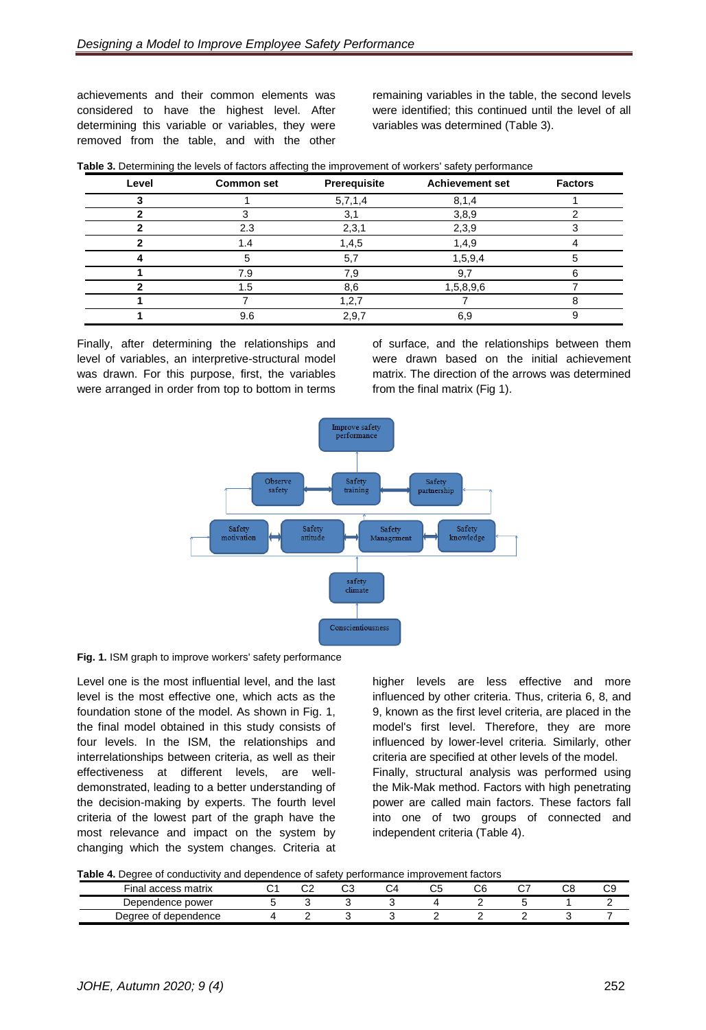achievements and their common elements was considered to have the highest level. After determining this variable or variables, they were removed from the table, and with the other remaining variables in the table, the second levels were identified; this continued until the level of all variables was determined (Table 3).

**Table 3.** Determining the levels of factors affecting the improvement of workers' safety performance

| Level | Common set | Prerequisite | Achievement set | Factors |
|---|---|---|---|---|
| 3 | 1 | 5,7,1,4 | 8,1,4 | 1 |
| 2 | 3 | 3,1 | 3,8,9 | 2 |
| 2 | 2.3 | 2,3,1 | 2,3,9 | 3 |
| 2 | 1.4 | 1,4,5 | 1,4,9 | 4 |
| 4 | 5 | 5,7 | 1,5,9,4 | 5 |
| 1 | 7.9 | 7,9 | 9,7 | 6 |
| 2 | 1.5 | 8,6 | 1,5,8,9,6 | 7 |
| 1 | 7 | 1,2,7 | 7 | 8 |
| 1 | 9.6 | 2,9,7 | 6,9 | 9 |

Finally, after determining the relationships and level of variables, an interpretive-structural model was drawn. For this purpose, first, the variables were arranged in order from top to bottom in terms of surface, and the relationships between them were drawn based on the initial achievement matrix. The direction of the arrows was determined from the final matrix (Fig 1).

**Fig. 1.** ISM graph to improve workers' safety performance

Level one is the most influential level, and the last level is the most effective one, which acts as the foundation stone of the model. As shown in Fig. 1, the final model obtained in this study consists of four levels. In the ISM, the relationships and interrelationships between criteria, as well as their effectiveness at different levels, are well-demonstrated, leading to a better understanding of the decision-making by experts. The fourth level criteria of the lowest part of the graph have the most relevance and impact on the system by changing which the system changes. Criteria at higher levels are less effective and more influenced by other criteria. Thus, criteria 6, 8, and 9, known as the first level criteria, are placed in the model's first level. Therefore, they are more influenced by lower-level criteria. Similarly, other criteria are specified at other levels of the model.

Finally, structural analysis was performed using the Mik-Mak method. Factors with high penetrating power are called main factors. These factors fall into one of two groups of connected and independent criteria (Table 4).

**Table 4.** Degree of conductivity and dependence of safety performance improvement factors

| Final access matrix | C1 | C2 | C3 | C4 | C5 | C6 | C7 | C8 | C9 |
|---|---|---|---|---|---|---|---|---|---|
| Dependence power | 5 | 3 | 3 | 3 | 4 | 2 | 5 | 1 | 2 |
| Degree of dependence | 4 | 2 | 3 | 3 | 2 | 2 | 2 | 3 | 7 |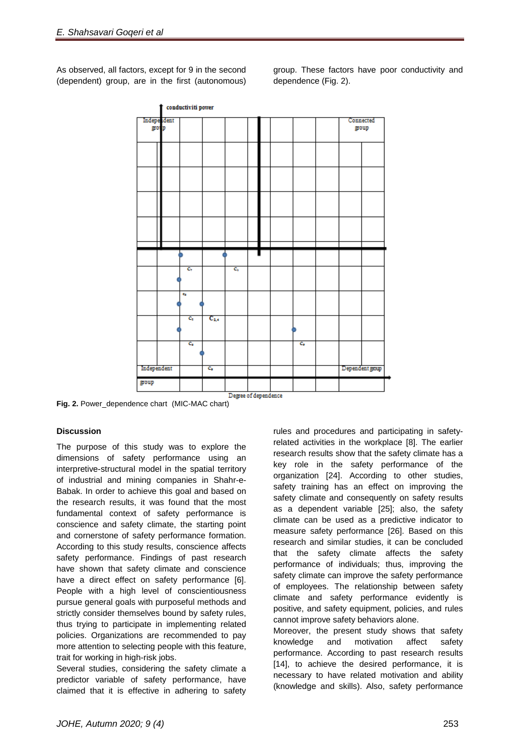As observed, all factors, except for 9 in the second (dependent) group, are in the first (autonomous) group. These factors have poor conductivity and dependence (Fig. 2).

Fig. 2. Power_dependence chart (MIC-MAC chart)

#### Discussion

The purpose of this study was to explore the dimensions of safety performance using an interpretive-structural model in the spatial territory of industrial and mining companies in Shahr-e-Babak. In order to achieve this goal and based on the research results, it was found that the most fundamental context of safety performance is conscience and safety climate, the starting point and cornerstone of safety performance formation. According to this study results, conscience affects safety performance. Findings of past research have shown that safety climate and conscience have a direct effect on safety performance [6]. People with a high level of conscientiousness pursue general goals with purposeful methods and strictly consider themselves bound by safety rules, thus trying to participate in implementing related policies. Organizations are recommended to pay more attention to selecting people with this feature, trait for working in high-risk jobs.

Several studies, considering the safety climate a predictor variable of safety performance, have claimed that it is effective in adhering to safety rules and procedures and participating in safety-related activities in the workplace [8]. The earlier research results show that the safety climate has a key role in the safety performance of the organization [24]. According to other studies, safety training has an effect on improving the safety climate and consequently on safety results as a dependent variable [25]; also, the safety climate can be used as a predictive indicator to measure safety performance [26]. Based on this research and similar studies, it can be concluded that the safety climate affects the safety performance of individuals; thus, improving the safety climate can improve the safety performance of employees. The relationship between safety climate and safety performance evidently is positive, and safety equipment, policies, and rules cannot improve safety behaviors alone.

Moreover, the present study shows that safety knowledge and motivation affect safety performance. According to past research results [14], to achieve the desired performance, it is necessary to have related motivation and ability (knowledge and skills). Also, safety performance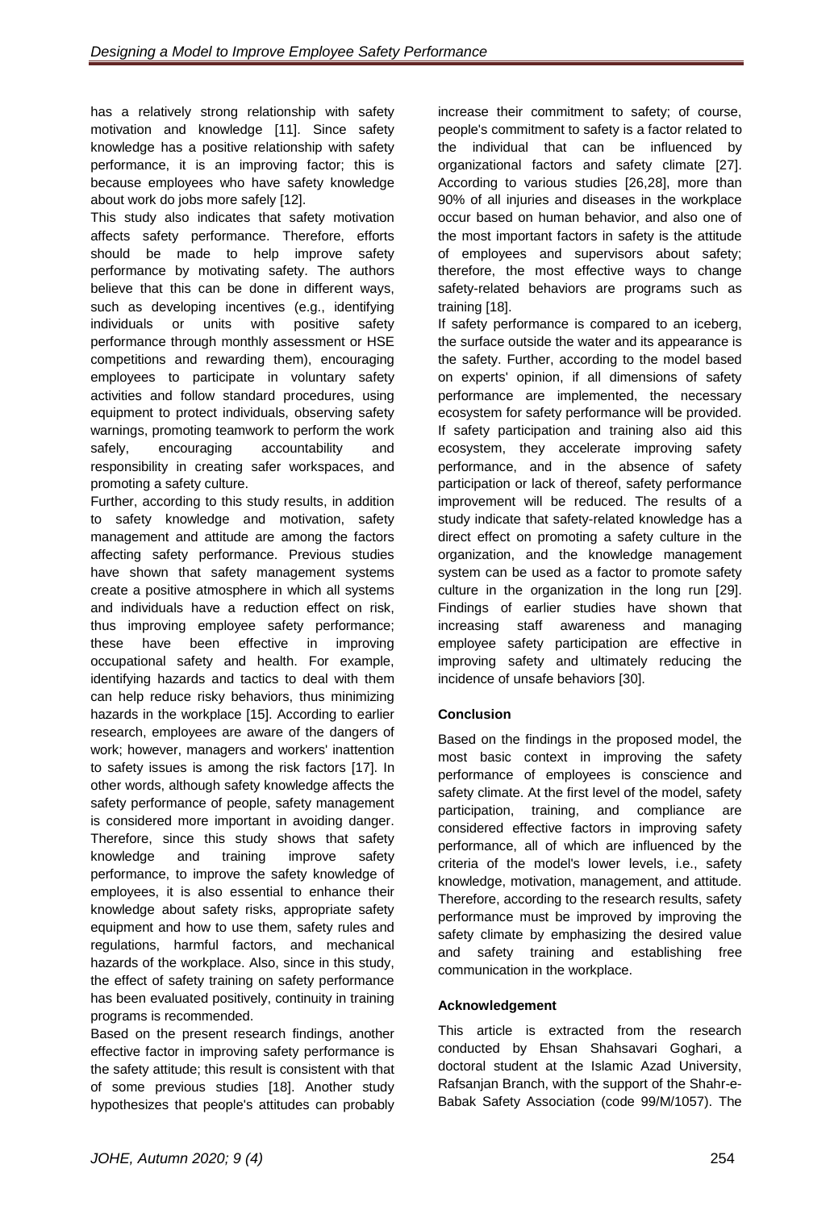has a relatively strong relationship with safety motivation and knowledge [11]. Since safety knowledge has a positive relationship with safety performance, it is an improving factor; this is because employees who have safety knowledge about work do jobs more safely [12].

This study also indicates that safety motivation affects safety performance. Therefore, efforts should be made to help improve safety performance by motivating safety. The authors believe that this can be done in different ways, such as developing incentives (e.g., identifying individuals or units with positive safety performance through monthly assessment or HSE competitions and rewarding them), encouraging employees to participate in voluntary safety activities and follow standard procedures, using equipment to protect individuals, observing safety warnings, promoting teamwork to perform the work safely, encouraging accountability and responsibility in creating safer workspaces, and promoting a safety culture.

Further, according to this study results, in addition to safety knowledge and motivation, safety management and attitude are among the factors affecting safety performance. Previous studies have shown that safety management systems create a positive atmosphere in which all systems and individuals have a reduction effect on risk, thus improving employee safety performance; these have been effective in improving occupational safety and health. For example, identifying hazards and tactics to deal with them can help reduce risky behaviors, thus minimizing hazards in the workplace [15]. According to earlier research, employees are aware of the dangers of work; however, managers and workers' inattention to safety issues is among the risk factors [17]. In other words, although safety knowledge affects the safety performance of people, safety management is considered more important in avoiding danger. Therefore, since this study shows that safety knowledge and training improve safety performance, to improve the safety knowledge of employees, it is also essential to enhance their knowledge about safety risks, appropriate safety equipment and how to use them, safety rules and regulations, harmful factors, and mechanical hazards of the workplace. Also, since in this study, the effect of safety training on safety performance has been evaluated positively, continuity in training programs is recommended.

Based on the present research findings, another effective factor in improving safety performance is the safety attitude; this result is consistent with that of some previous studies [18]. Another study hypothesizes that people's attitudes can probably increase their commitment to safety; of course, people's commitment to safety is a factor related to the individual that can be influenced by organizational factors and safety climate [27]. According to various studies [26,28], more than 90% of all injuries and diseases in the workplace occur based on human behavior, and also one of the most important factors in safety is the attitude of employees and supervisors about safety; therefore, the most effective ways to change safety-related behaviors are programs such as training [18].

If safety performance is compared to an iceberg, the surface outside the water and its appearance is the safety. Further, according to the model based on experts' opinion, if all dimensions of safety performance are implemented, the necessary ecosystem for safety performance will be provided. If safety participation and training also aid this ecosystem, they accelerate improving safety performance, and in the absence of safety participation or lack of thereof, safety performance improvement will be reduced. The results of a study indicate that safety-related knowledge has a direct effect on promoting a safety culture in the organization, and the knowledge management system can be used as a factor to promote safety culture in the organization in the long run [29]. Findings of earlier studies have shown that increasing staff awareness and managing employee safety participation are effective in improving safety and ultimately reducing the incidence of unsafe behaviors [30].

## Conclusion

Based on the findings in the proposed model, the most basic context in improving the safety performance of employees is conscience and safety climate. At the first level of the model, safety participation, training, and compliance are considered effective factors in improving safety performance, all of which are influenced by the criteria of the model's lower levels, i.e., safety knowledge, motivation, management, and attitude. Therefore, according to the research results, safety performance must be improved by improving the safety climate by emphasizing the desired value and safety training and establishing free communication in the workplace.

## Acknowledgement

This article is extracted from the research conducted by Ehsan Shahsavari Goghari, a doctoral student at the Islamic Azad University, Rafsanjan Branch, with the support of the Shahr-e-Babak Safety Association (code 99/M/1057). The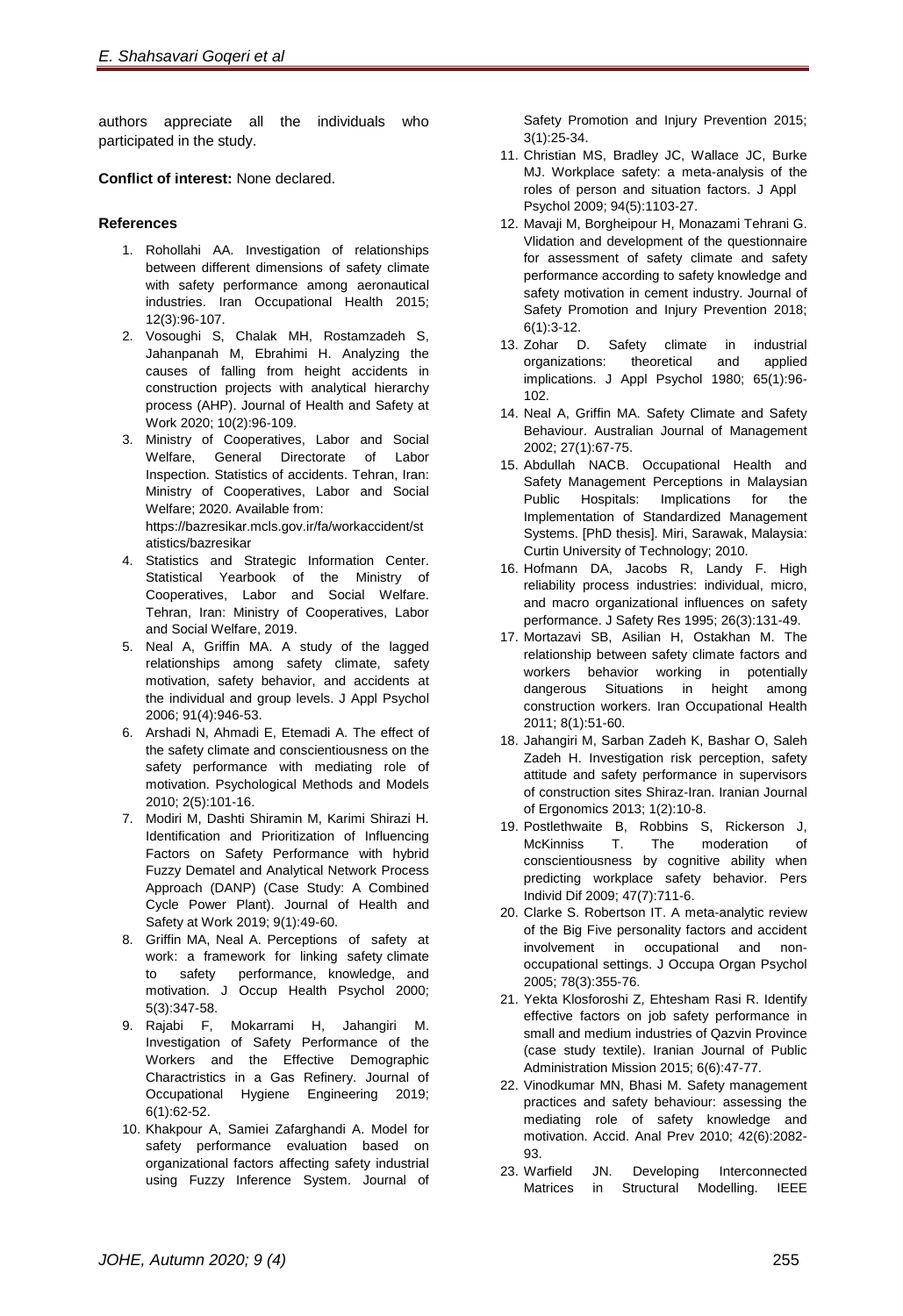authors appreciate all the individuals who participated in the study.

**Conflict of interest:** None declared.

## References

1. Rohollahi AA. Investigation of relationships between different dimensions of safety climate with safety performance among aeronautical industries. Iran Occupational Health 2015; 12(3):96-107.
2. Vosoughi S, Chalak MH, Rostamzadeh S, Jahanpanah M, Ebrahimi H. Analyzing the causes of falling from height accidents in construction projects with analytical hierarchy process (AHP). Journal of Health and Safety at Work 2020; 10(2):96-109.
3. Ministry of Cooperatives, Labor and Social Welfare, General Directorate of Labor Inspection. Statistics of accidents. Tehran, Iran: Ministry of Cooperatives, Labor and Social Welfare; 2020. Available from: https://bazresikar.mcls.gov.ir/fa/workaccident/statistics/bazresikar
4. Statistics and Strategic Information Center. Statistical Yearbook of the Ministry of Cooperatives, Labor and Social Welfare. Tehran, Iran: Ministry of Cooperatives, Labor and Social Welfare, 2019.
5. Neal A, Griffin MA. A study of the lagged relationships among safety climate, safety motivation, safety behavior, and accidents at the individual and group levels. J Appl Psychol 2006; 91(4):946-53.
6. Arshadi N, Ahmadi E, Etemadi A. The effect of the safety climate and conscientiousness on the safety performance with mediating role of motivation. Psychological Methods and Models 2010; 2(5):101-16.
7. Modiri M, Dashti Shiramin M, Karimi Shirazi H. Identification and Prioritization of Influencing Factors on Safety Performance with hybrid Fuzzy Dematel and Analytical Network Process Approach (DANP) (Case Study: A Combined Cycle Power Plant). Journal of Health and Safety at Work 2019; 9(1):49-60.
8. Griffin MA, Neal A. Perceptions of safety at work: a framework for linking safety climate to safety performance, knowledge, and motivation. J Occup Health Psychol 2000; 5(3):347-58.
9. Rajabi F, Mokarrami H, Jahangiri M. Investigation of Safety Performance of the Workers and the Effective Demographic Charactristics in a Gas Refinery. Journal of Occupational Hygiene Engineering 2019; 6(1):62-52.
10. Khakpour A, Samiei Zafarghandi A. Model for safety performance evaluation based on organizational factors affecting safety industrial using Fuzzy Inference System. Journal of Safety Promotion and Injury Prevention 2015; 3(1):25-34.
11. Christian MS, Bradley JC, Wallace JC, Burke MJ. Workplace safety: a meta-analysis of the roles of person and situation factors. J Appl Psychol 2009; 94(5):1103-27.
12. Mavaji M, Borgheipour H, Monazami Tehrani G. Vlidation and development of the questionnaire for assessment of safety climate and safety performance according to safety knowledge and safety motivation in cement industry. Journal of Safety Promotion and Injury Prevention 2018; 6(1):3-12.
13. Zohar D. Safety climate in industrial organizations: theoretical and applied implications. J Appl Psychol 1980; 65(1):96-102.
14. Neal A, Griffin MA. Safety Climate and Safety Behaviour. Australian Journal of Management 2002; 27(1):67-75.
15. Abdullah NACB. Occupational Health and Safety Management Perceptions in Malaysian Public Hospitals: Implications for the Implementation of Standardized Management Systems. [PhD thesis]. Miri, Sarawak, Malaysia: Curtin University of Technology; 2010.
16. Hofmann DA, Jacobs R, Landy F. High reliability process industries: individual, micro, and macro organizational influences on safety performance. J Safety Res 1995; 26(3):131-49.
17. Mortazavi SB, Asilian H, Ostakhan M. The relationship between safety climate factors and workers behavior working in potentially dangerous Situations in height among construction workers. Iran Occupational Health 2011; 8(1):51-60.
18. Jahangiri M, Sarban Zadeh K, Bashar O, Saleh Zadeh H. Investigation risk perception, safety attitude and safety performance in supervisors of construction sites Shiraz-Iran. Iranian Journal of Ergonomics 2013; 1(2):10-8.
19. Postlethwaite B, Robbins S, Rickerson J, McKinniss T. The moderation of conscientiousness by cognitive ability when predicting workplace safety behavior. Pers Individ Dif 2009; 47(7):711-6.
20. Clarke S. Robertson IT. A meta-analytic review of the Big Five personality factors and accident involvement in occupational and non-occupational settings. J Occupa Organ Psychol 2005; 78(3):355-76.
21. Yekta Klosforoshi Z, Ehtesham Rasi R. Identify effective factors on job safety performance in small and medium industries of Qazvin Province (case study textile). Iranian Journal of Public Administration Mission 2015; 6(6):47-77.
22. Vinodkumar MN, Bhasi M. Safety management practices and safety behaviour: assessing the mediating role of safety knowledge and motivation. Accid. Anal Prev 2010; 42(6):2082-93.
23. Warfield JN. Developing Interconnected Matrices in Structural Modelling. IEEE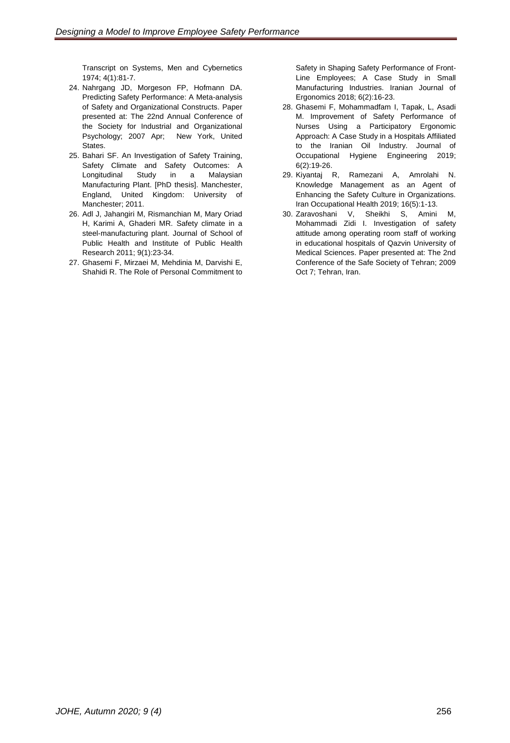Transcript on Systems, Men and Cybernetics 1974; 4(1):81-7.

24. Nahrgang JD, Morgeson FP, Hofmann DA. Predicting Safety Performance: A Meta-analysis of Safety and Organizational Constructs. Paper presented at: The 22nd Annual Conference of the Society for Industrial and Organizational Psychology; 2007 Apr; New York, United States.
25. Bahari SF. An Investigation of Safety Training, Safety Climate and Safety Outcomes: A Longitudinal Study in a Malaysian Manufacturing Plant. [PhD thesis]. Manchester, England, United Kingdom: University of Manchester; 2011.
26. Adl J, Jahangiri M, Rismanchian M, Mary Oriad H, Karimi A, Ghaderi MR. Safety climate in a steel-manufacturing plant. Journal of School of Public Health and Institute of Public Health Research 2011; 9(1):23-34.
27. Ghasemi F, Mirzaei M, Mehdinia M, Darvishi E, Shahidi R. The Role of Personal Commitment to Safety in Shaping Safety Performance of Front-Line Employees; A Case Study in Small Manufacturing Industries. Iranian Journal of Ergonomics 2018; 6(2):16-23.
28. Ghasemi F, Mohammadfam I, Tapak, L, Asadi M. Improvement of Safety Performance of Nurses Using a Participatory Ergonomic Approach: A Case Study in a Hospitals Affiliated to the Iranian Oil Industry. Journal of Occupational Hygiene Engineering 2019; 6(2):19-26.
29. Kiyantaj R, Ramezani A, Amrolahi N. Knowledge Management as an Agent of Enhancing the Safety Culture in Organizations. Iran Occupational Health 2019; 16(5):1-13.
30. Zaravoshani V, Sheikhi S, Amini M, Mohammadi Zidi I. Investigation of safety attitude among operating room staff of working in educational hospitals of Qazvin University of Medical Sciences. Paper presented at: The 2nd Conference of the Safe Society of Tehran; 2009 Oct 7; Tehran, Iran.